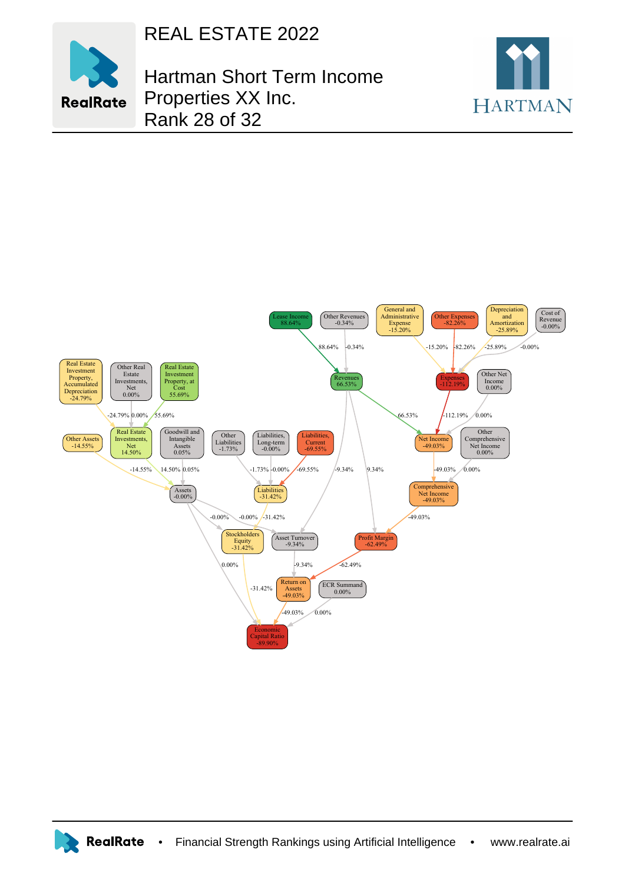# REAL ESTATE 2022

## Hartman Short Term Income Properties XX Inc.

Rank 28 of 32

Lease Income 88.64%

Other Revenues -0.34%

General and Administrative Expense -15.20%

Other Expenses -82.26%

Depreciation and Amortization -25.89%

Cost of Revenue -0.00%

Revenues 66.53%

Expenses -112.19%

Other Net Income 0.00%

Real Estate Investment Property, Accumulated Depreciation -24.79%

Other Real Estate Investments, Net 0.00%

Real Estate Investment Property, at Cost 55.69%

Other Assets -14.55%

Real Estate Investments, Net 14.50%

Goodwill and Intangible Assets 0.05%

Other Liabilities -1.73%

Liabilities, Long-term -0.00%

Liabilities, Current -69.55%

Net Income -49.03%

Other Comprehensive Net Income 0.00%

Assets -0.00%

Liabilities -31.42%

Comprehensive Net Income -49.03%

Stockholders Equity -31.42%

Asset Turnover -9.34%

Profit Margin -62.49%

Return on Assets -49.03%

ECR Summand 0.00%

Economic Capital Ratio -89.90%

RealRate • Financial Strength Rankings using Artificial Intelligence • www.realrate.ai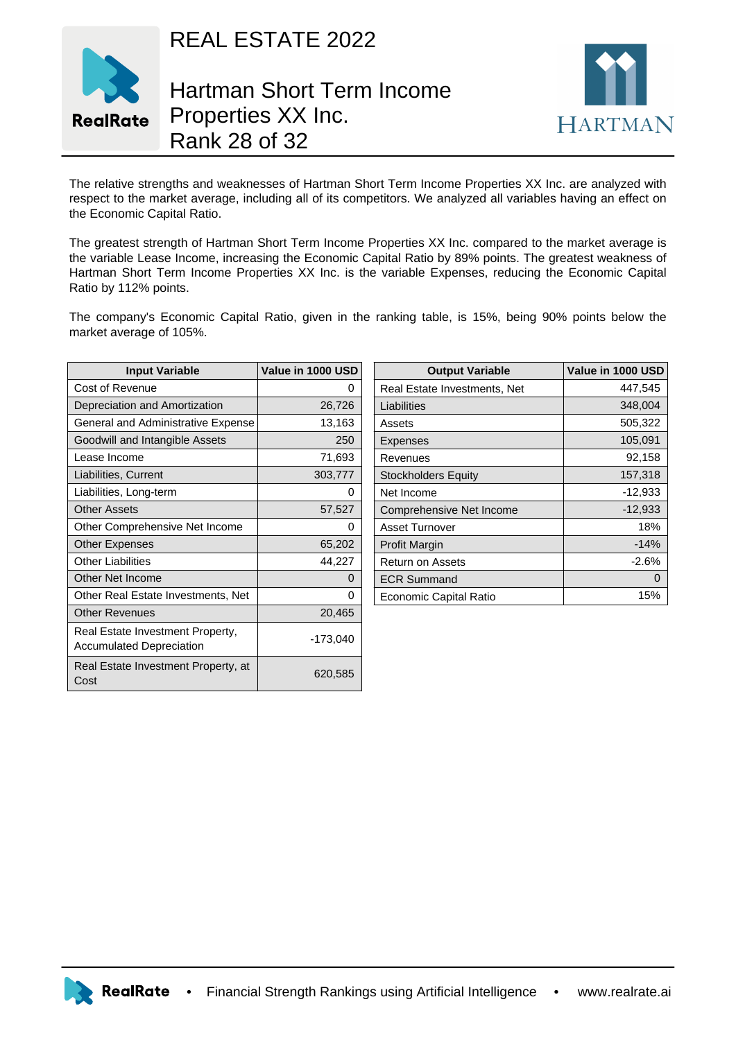# REAL ESTATE 2022

## Hartman Short Term Income Properties XX Inc.
## Rank 28 of 32

The relative strengths and weaknesses of Hartman Short Term Income Properties XX Inc. are analyzed with respect to the market average, including all of its competitors. We analyzed all variables having an effect on the Economic Capital Ratio.

The greatest strength of Hartman Short Term Income Properties XX Inc. compared to the market average is the variable Lease Income, increasing the Economic Capital Ratio by 89% points. The greatest weakness of Hartman Short Term Income Properties XX Inc. is the variable Expenses, reducing the Economic Capital Ratio by 112% points.

The company's Economic Capital Ratio, given in the ranking table, is 15%, being 90% points below the market average of 105%.

| Input Variable | Value in 1000 USD |
|---|---|
| Cost of Revenue | 0 |
| Depreciation and Amortization | 26,726 |
| General and Administrative Expense | 13,163 |
| Goodwill and Intangible Assets | 250 |
| Lease Income | 71,693 |
| Liabilities, Current | 303,777 |
| Liabilities, Long-term | 0 |
| Other Assets | 57,527 |
| Other Comprehensive Net Income | 0 |
| Other Expenses | 65,202 |
| Other Liabilities | 44,227 |
| Other Net Income | 0 |
| Other Real Estate Investments, Net | 0 |
| Other Revenues | 20,465 |
| Real Estate Investment Property, Accumulated Depreciation | -173,040 |
| Real Estate Investment Property, at Cost | 620,585 |

| Output Variable | Value in 1000 USD |
|---|---|
| Real Estate Investments, Net | 447,545 |
| Liabilities | 348,004 |
| Assets | 505,322 |
| Expenses | 105,091 |
| Revenues | 92,158 |
| Stockholders Equity | 157,318 |
| Net Income | -12,933 |
| Comprehensive Net Income | -12,933 |
| Asset Turnover | 18% |
| Profit Margin | -14% |
| Return on Assets | -2.6% |
| ECR Summand | 0 |
| Economic Capital Ratio | 15% |